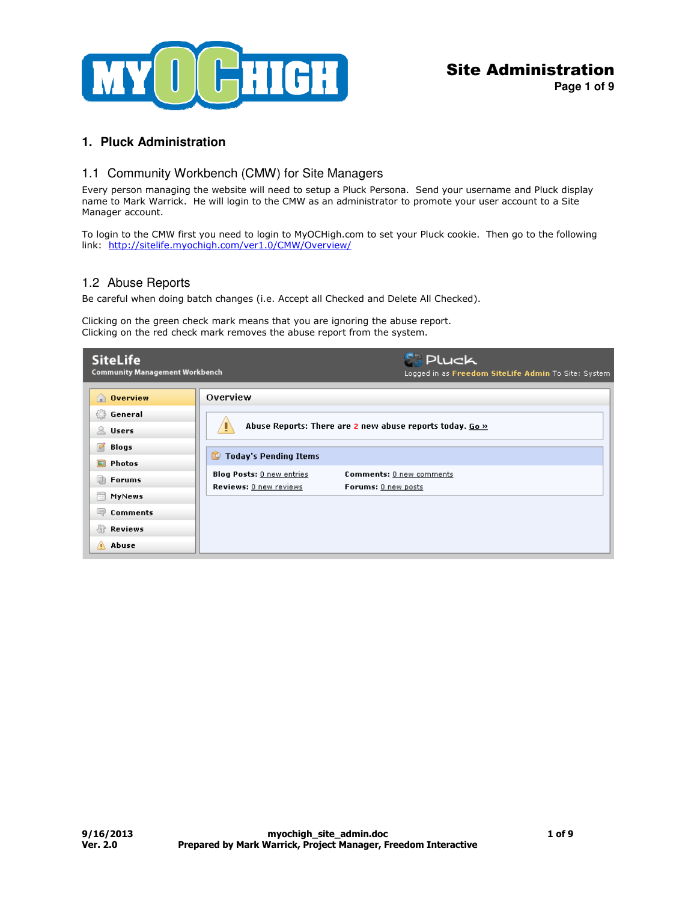# 1. Pluck Administration

## 1.1 Community Workbench (CMW) for Site Managers

Every person managing the website will need to setup a Pluck Persona. Send your username and Pluck display name to Mark Warrick. He will login to the CMW as an administrator to promote your user account to a Site Manager account.

To login to the CMW first you need to login to MyOCHigh.com to set your Pluck cookie. Then go to the following link: [http://sitelife.myochigh.com/ver1.0/CMW/Overview/](http://sitelife.myochigh.com/ver1.0/CMW/Overview/)

## 1.2 Abuse Reports

Be careful when doing batch changes (i.e. Accept all Checked and Delete All Checked).

Clicking on the green check mark means that you are ignoring the abuse report.
Clicking on the red check mark removes the abuse report from the system.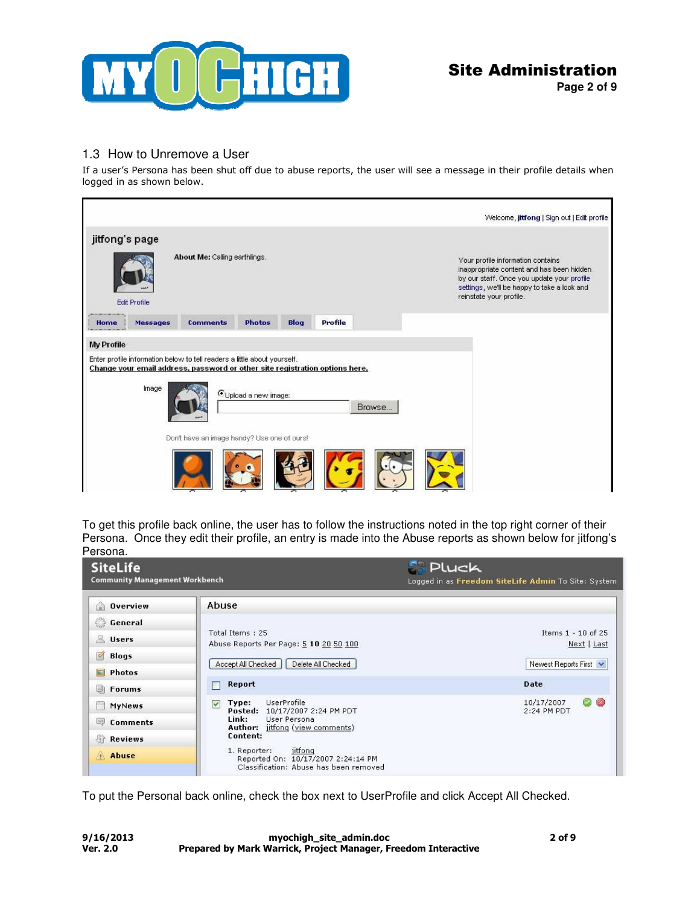## 1.3 How to Unremove a User

If a user's Persona has been shut off due to abuse reports, the user will see a message in their profile details when logged in as shown below.

To get this profile back online, the user has to follow the instructions noted in the top right corner of their Persona. Once they edit their profile, an entry is made into the Abuse reports as shown below for jitfong's Persona.

To put the Personal back online, check the box next to UserProfile and click Accept All Checked.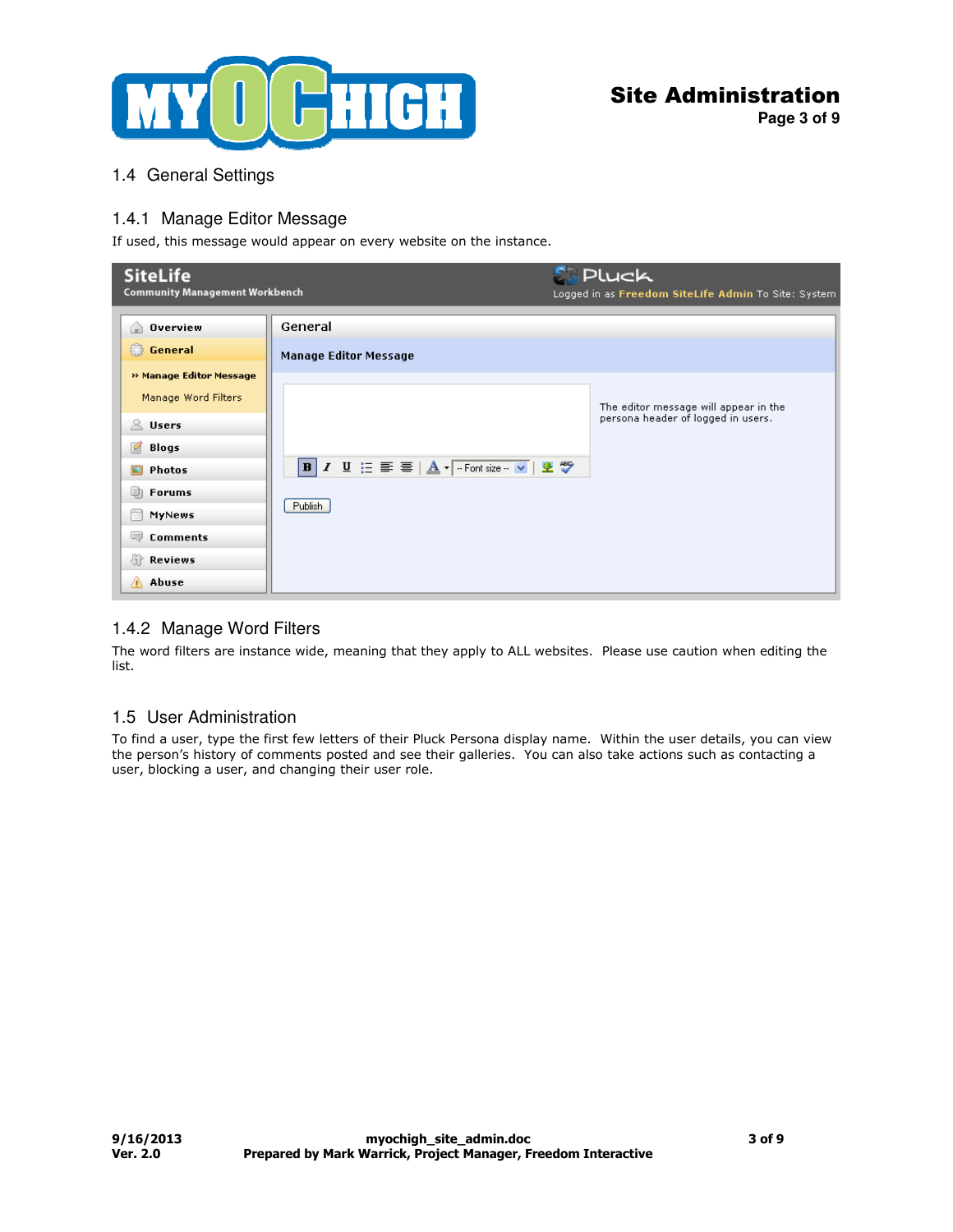## 1.4 General Settings

### 1.4.1 Manage Editor Message

If used, this message would appear on every website on the instance.

### 1.4.2 Manage Word Filters

The word filters are instance wide, meaning that they apply to ALL websites. Please use caution when editing the list.

## 1.5 User Administration

To find a user, type the first few letters of their Pluck Persona display name. Within the user details, you can view the person's history of comments posted and see their galleries. You can also take actions such as contacting a user, blocking a user, and changing their user role.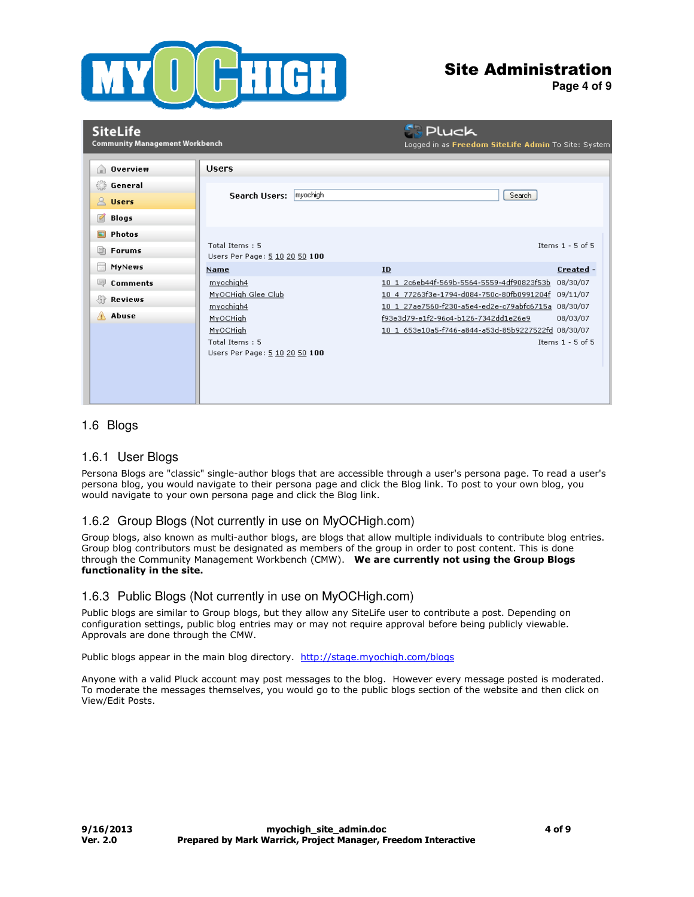## 1.6 Blogs

### 1.6.1 User Blogs

Persona Blogs are "classic" single-author blogs that are accessible through a user's persona page. To read a user's persona blog, you would navigate to their persona page and click the Blog link. To post to your own blog, you would navigate to your own persona page and click the Blog link.

### 1.6.2 Group Blogs (Not currently in use on MyOCHigh.com)

Group blogs, also known as multi-author blogs, are blogs that allow multiple individuals to contribute blog entries. Group blog contributors must be designated as members of the group in order to post content. This is done through the Community Management Workbench (CMW). **We are currently not using the Group Blogs functionality in the site.**

### 1.6.3 Public Blogs (Not currently in use on MyOCHigh.com)

Public blogs are similar to Group blogs, but they allow any SiteLife user to contribute a post. Depending on configuration settings, public blog entries may or may not require approval before being publicly viewable. Approvals are done through the CMW.

Public blogs appear in the main blog directory. [http://stage.myochigh.com/blogs](http://stage.myochigh.com/blogs)

Anyone with a valid Pluck account may post messages to the blog. However every message posted is moderated. To moderate the messages themselves, you would go to the public blogs section of the website and then click on View/Edit Posts.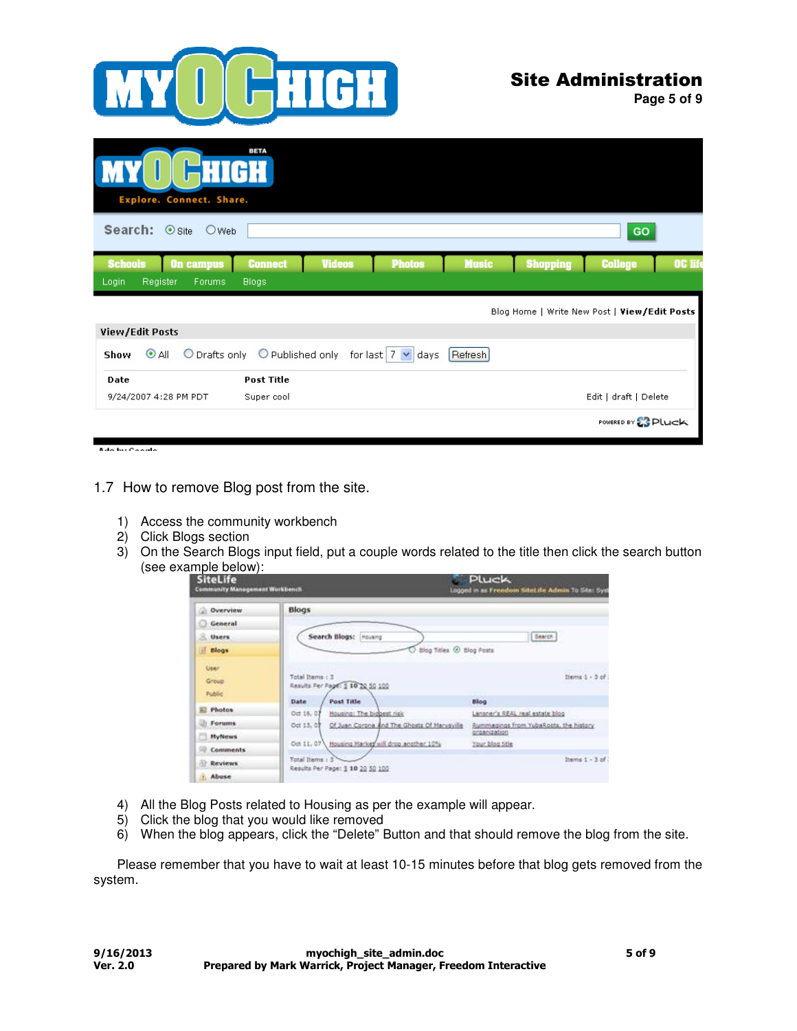## 1.7 How to remove Blog post from the site.

1) Access the community workbench
2) Click Blogs section
3) On the Search Blogs input field, put a couple words related to the title then click the search button (see example below):

4) All the Blog Posts related to Housing as per the example will appear.
5) Click the blog that you would like removed
6) When the blog appears, click the “Delete” Button and that should remove the blog from the site.

Please remember that you have to wait at least 10-15 minutes before that blog gets removed from the system.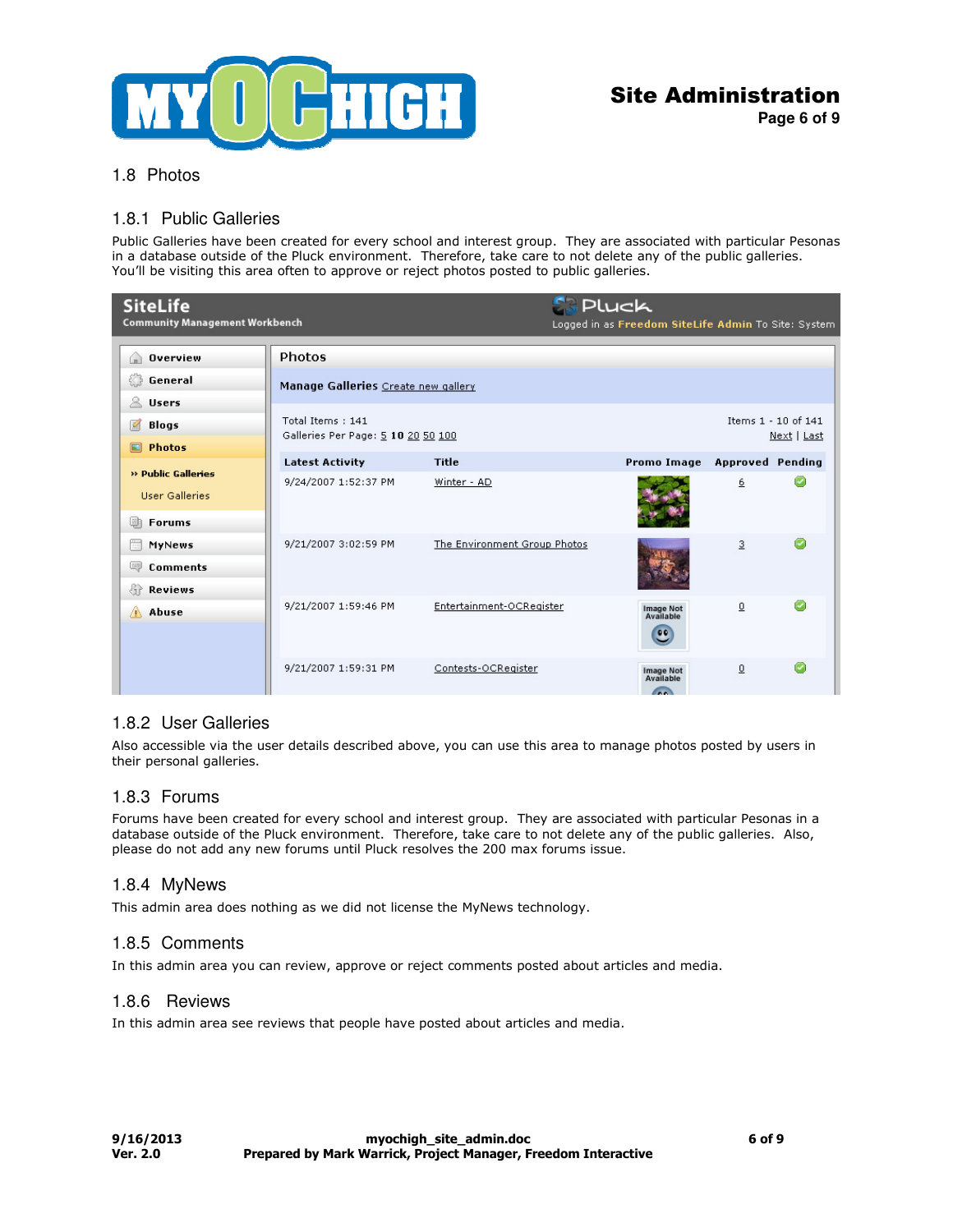## 1.8 Photos

### 1.8.1 Public Galleries

Public Galleries have been created for every school and interest group. They are associated with particular Pesonas in a database outside of the Pluck environment. Therefore, take care to not delete any of the public galleries. You'll be visiting this area often to approve or reject photos posted to public galleries.

### 1.8.2 User Galleries

Also accessible via the user details described above, you can use this area to manage photos posted by users in their personal galleries.

### 1.8.3 Forums

Forums have been created for every school and interest group. They are associated with particular Pesonas in a database outside of the Pluck environment. Therefore, take care to not delete any of the public galleries. Also, please do not add any new forums until Pluck resolves the 200 max forums issue.

### 1.8.4 MyNews

This admin area does nothing as we did not license the MyNews technology.

### 1.8.5 Comments

In this admin area you can review, approve or reject comments posted about articles and media.

### 1.8.6 Reviews

In this admin area see reviews that people have posted about articles and media.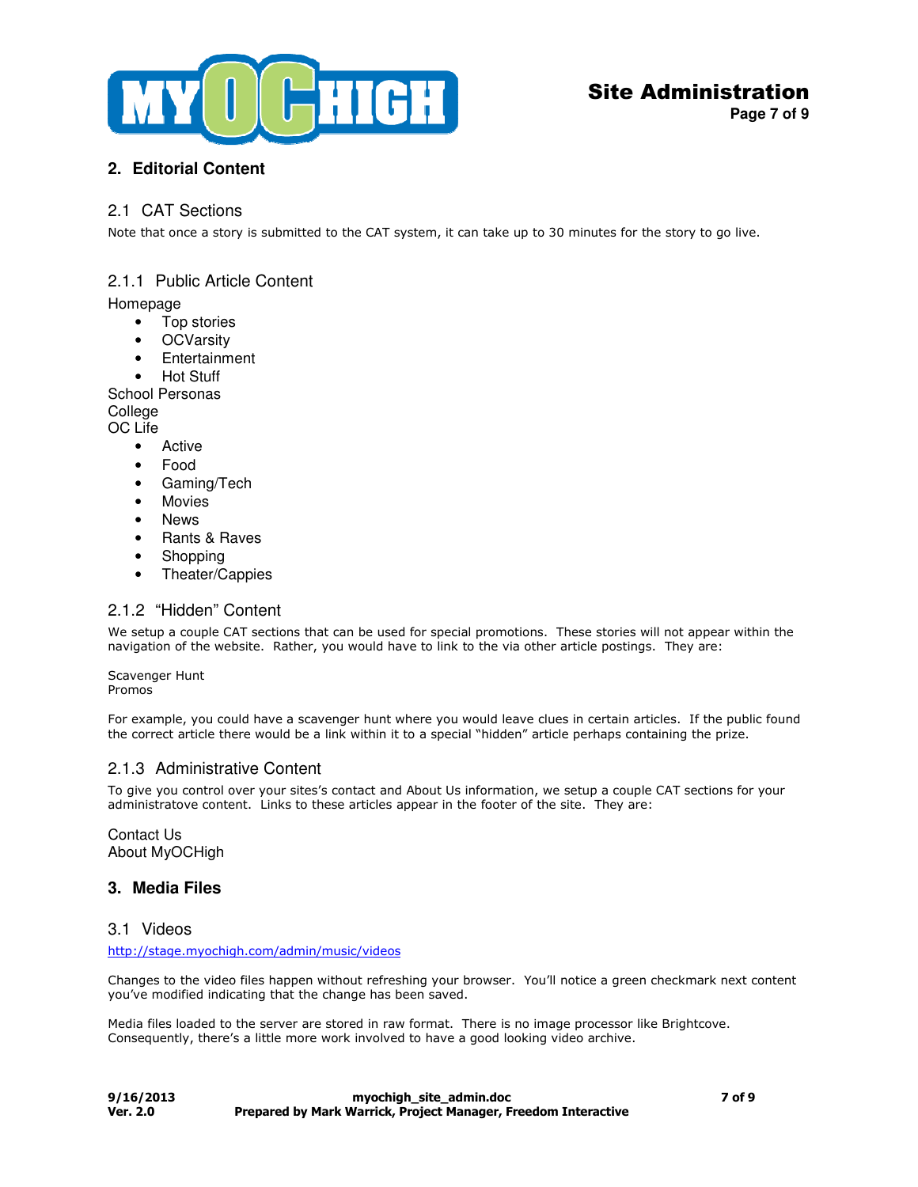## 2. Editorial Content

### 2.1 CAT Sections

Note that once a story is submitted to the CAT system, it can take up to 30 minutes for the story to go live.

#### 2.1.1 Public Article Content

Homepage

- Top stories
- OCVarsity
- Entertainment
- Hot Stuff

School Personas
College
OC Life

- Active
- Food
- Gaming/Tech
- Movies
- News
- Rants & Raves
- Shopping
- Theater/Cappies

#### 2.1.2 "Hidden" Content

We setup a couple CAT sections that can be used for special promotions. These stories will not appear within the navigation of the website. Rather, you would have to link to the via other article postings. They are:

Scavenger Hunt
Promos

For example, you could have a scavenger hunt where you would leave clues in certain articles. If the public found the correct article there would be a link within it to a special "hidden" article perhaps containing the prize.

#### 2.1.3 Administrative Content

To give you control over your sites's contact and About Us information, we setup a couple CAT sections for your administratove content. Links to these articles appear in the footer of the site. They are:

Contact Us
About MyOCHigh

## 3. Media Files

### 3.1 Videos

http://stage.myochigh.com/admin/music/videos

Changes to the video files happen without refreshing your browser. You'll notice a green checkmark next content you've modified indicating that the change has been saved.

Media files loaded to the server are stored in raw format. There is no image processor like Brightcove. Consequently, there's a little more work involved to have a good looking video archive.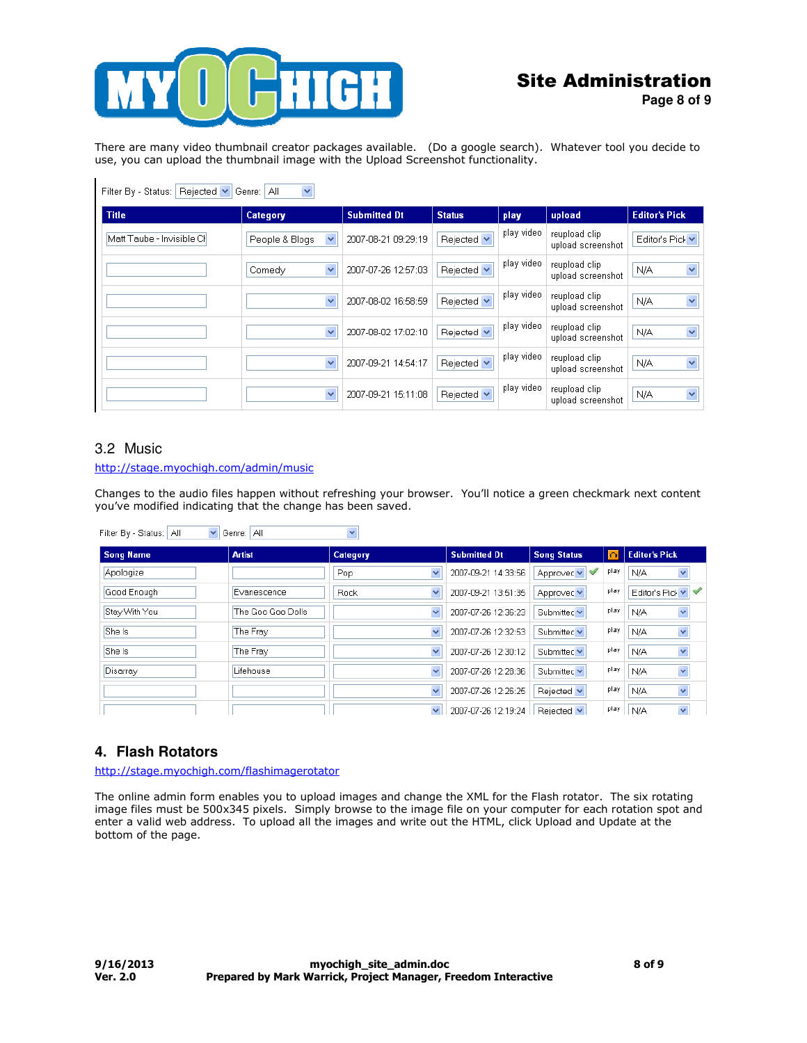There are many video thumbnail creator packages available. (Do a google search). Whatever tool you decide to use, you can upload the thumbnail image with the Upload Screenshot functionality.

Filter By - Status: Rejected Genre: All

| Title | Category | Submitted Dt | Status | play | upload | Editor's Pick |
|---|---|---|---|---|---|---|
| Matt Taube - Invisible Ch | People & Blogs | 2007-08-21 09:29:19 | Rejected | play video | reupload clip upload screenshot | Editor's Pick |
| | Comedy | 2007-07-26 12:57:03 | Rejected | play video | reupload clip upload screenshot | N/A |
| | | 2007-08-02 16:58:59 | Rejected | play video | reupload clip upload screenshot | N/A |
| | | 2007-08-02 17:02:10 | Rejected | play video | reupload clip upload screenshot | N/A |
| | | 2007-09-21 14:54:17 | Rejected | play video | reupload clip upload screenshot | N/A |
| | | 2007-09-21 15:11:08 | Rejected | play video | reupload clip upload screenshot | N/A |

## 3.2 Music

http://stage.myochigh.com/admin/music

Changes to the audio files happen without refreshing your browser. You'll notice a green checkmark next content you've modified indicating that the change has been saved.

Filter By - Status: All Genre: All

| Song Name | Artist | Category | Submitted Dt | Song Status | | Editor's Pick |
|---|---|---|---|---|---|---|
| Apologize | | Pop | 2007-09-21 14:33:56 | Approved ✔ | play | N/A |
| Good Enough | Evanescence | Rock | 2007-09-21 13:51:35 | Approved | play | Editor's Pick ✔ |
| Stay With You | The Goo Goo Dolls | | 2007-07-26 12:36:23 | Submitted | play | N/A |
| She Is | The Fray | | 2007-07-26 12:32:53 | Submitted | play | N/A |
| She Is | The Fray | | 2007-07-26 12:30:12 | Submitted | play | N/A |
| Disarray | Lifehouse | | 2007-07-26 12:28:36 | Submitted | play | N/A |
| | | | 2007-07-26 12:26:25 | Rejected | play | N/A |
| | | | 2007-07-26 12:19:24 | Rejected | play | N/A |

# 4. Flash Rotators

http://stage.myochigh.com/flashimagerotator

The online admin form enables you to upload images and change the XML for the Flash rotator. The six rotating image files must be 500x345 pixels. Simply browse to the image file on your computer for each rotation spot and enter a valid web address. To upload all the images and write out the HTML, click Upload and Update at the bottom of the page.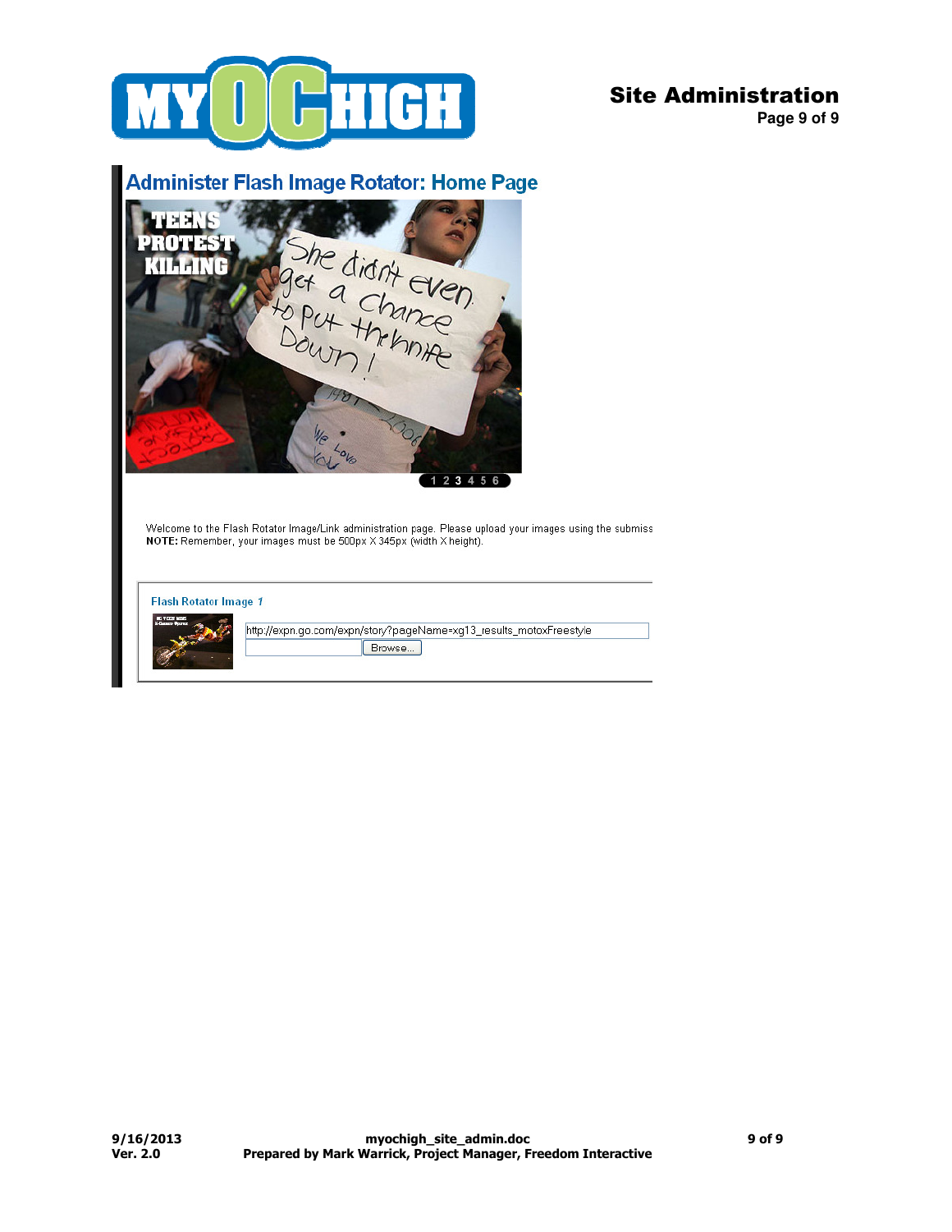## Administer Flash Image Rotator: Home Page

Welcome to the Flash Rotator Image/Link administration page. Please upload your images using the submiss
**NOTE:** Remember, your images must be 500px X 345px (width X height).

**Flash Rotator Image** *1*

http://expn.go.com/expn/story?pageName=xg13_results_motoxFreestyle

Browse...